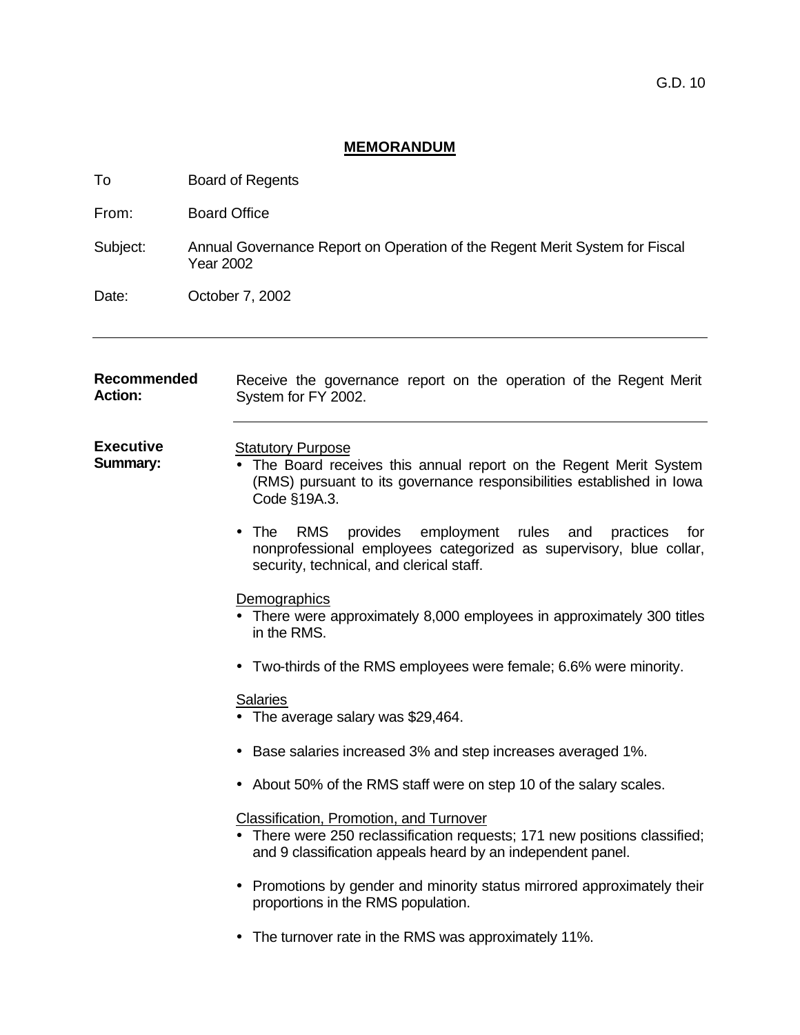G.D. 10

## MEMORANDUM

To Board of Regents

From: Board Office

Subject: Annual Governance Report on Operation of the Regent Merit System for Fiscal Year 2002

Date: October 7, 2002

---

**Recommended Action:** Receive the governance report on the operation of the Regent Merit System for FY 2002.

---

**Executive Summary:**

Statutory Purpose

- The Board receives this annual report on the Regent Merit System (RMS) pursuant to its governance responsibilities established in Iowa Code §19A.3.
- The RMS provides employment rules and practices for nonprofessional employees categorized as supervisory, blue collar, security, technical, and clerical staff.

Demographics

- There were approximately 8,000 employees in approximately 300 titles in the RMS.
- Two-thirds of the RMS employees were female; 6.6% were minority.

Salaries

- The average salary was $29,464.
- Base salaries increased 3% and step increases averaged 1%.
- About 50% of the RMS staff were on step 10 of the salary scales.

Classification, Promotion, and Turnover

- There were 250 reclassification requests; 171 new positions classified; and 9 classification appeals heard by an independent panel.
- Promotions by gender and minority status mirrored approximately their proportions in the RMS population.
- The turnover rate in the RMS was approximately 11%.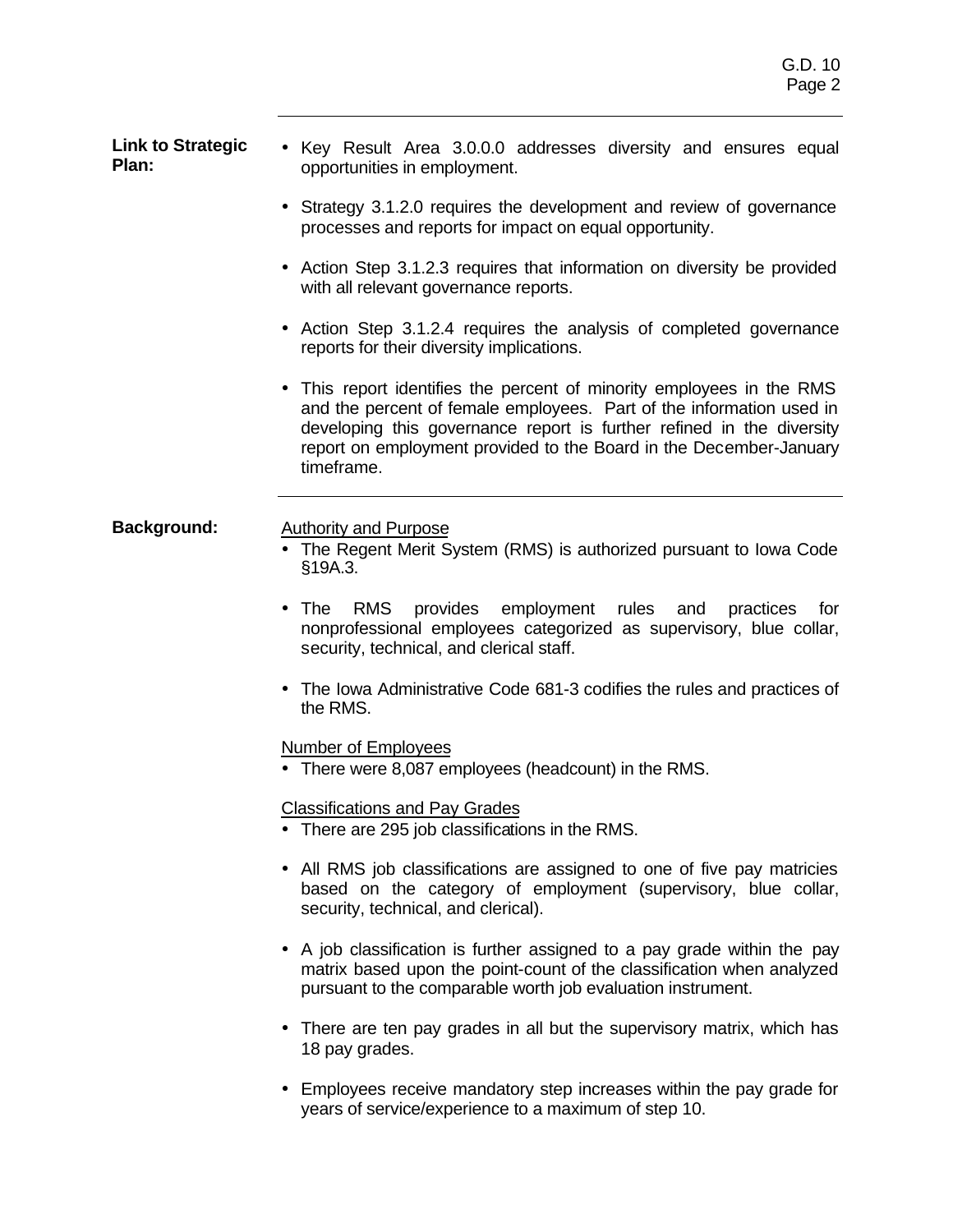**Link to Strategic Plan:**

- Key Result Area 3.0.0.0 addresses diversity and ensures equal opportunities in employment.
- Strategy 3.1.2.0 requires the development and review of governance processes and reports for impact on equal opportunity.
- Action Step 3.1.2.3 requires that information on diversity be provided with all relevant governance reports.
- Action Step 3.1.2.4 requires the analysis of completed governance reports for their diversity implications.
- This report identifies the percent of minority employees in the RMS and the percent of female employees. Part of the information used in developing this governance report is further refined in the diversity report on employment provided to the Board in the December-January timeframe.

---

**Background:**

Authority and Purpose

- The Regent Merit System (RMS) is authorized pursuant to Iowa Code §19A.3.
- The RMS provides employment rules and practices for nonprofessional employees categorized as supervisory, blue collar, security, technical, and clerical staff.
- The Iowa Administrative Code 681-3 codifies the rules and practices of the RMS.

Number of Employees

- There were 8,087 employees (headcount) in the RMS.

Classifications and Pay Grades

- There are 295 job classifications in the RMS.
- All RMS job classifications are assigned to one of five pay matricies based on the category of employment (supervisory, blue collar, security, technical, and clerical).
- A job classification is further assigned to a pay grade within the pay matrix based upon the point-count of the classification when analyzed pursuant to the comparable worth job evaluation instrument.
- There are ten pay grades in all but the supervisory matrix, which has 18 pay grades.
- Employees receive mandatory step increases within the pay grade for years of service/experience to a maximum of step 10.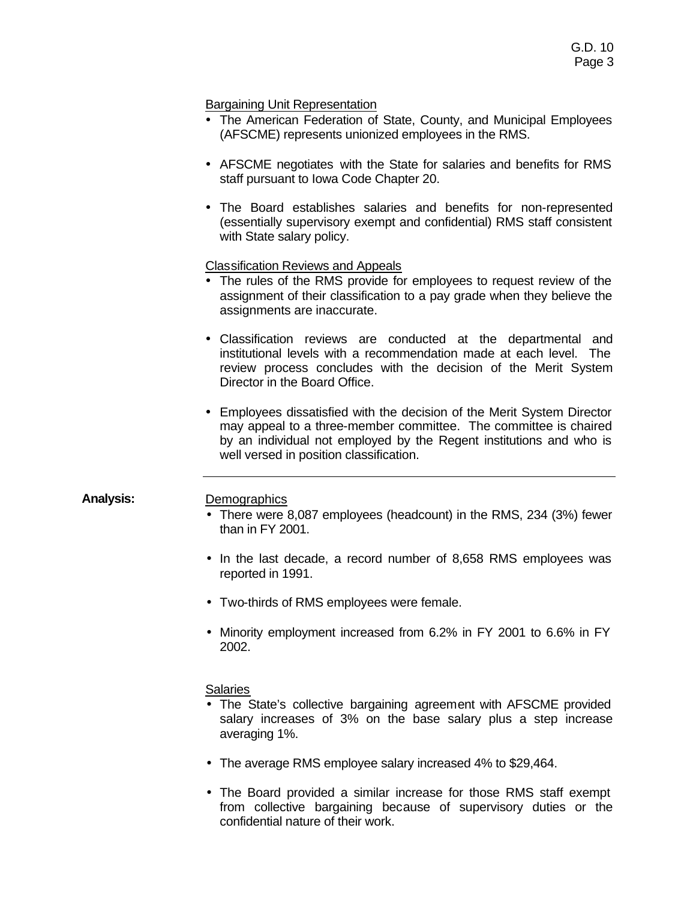Bargaining Unit Representation

- The American Federation of State, County, and Municipal Employees (AFSCME) represents unionized employees in the RMS.
- AFSCME negotiates with the State for salaries and benefits for RMS staff pursuant to Iowa Code Chapter 20.
- The Board establishes salaries and benefits for non-represented (essentially supervisory exempt and confidential) RMS staff consistent with State salary policy.

Classification Reviews and Appeals

- The rules of the RMS provide for employees to request review of the assignment of their classification to a pay grade when they believe the assignments are inaccurate.
- Classification reviews are conducted at the departmental and institutional levels with a recommendation made at each level. The review process concludes with the decision of the Merit System Director in the Board Office.
- Employees dissatisfied with the decision of the Merit System Director may appeal to a three-member committee. The committee is chaired by an individual not employed by the Regent institutions and who is well versed in position classification.

---

**Analysis:**

Demographics

- There were 8,087 employees (headcount) in the RMS, 234 (3%) fewer than in FY 2001.
- In the last decade, a record number of 8,658 RMS employees was reported in 1991.
- Two-thirds of RMS employees were female.
- Minority employment increased from 6.2% in FY 2001 to 6.6% in FY 2002.

Salaries

- The State's collective bargaining agreement with AFSCME provided salary increases of 3% on the base salary plus a step increase averaging 1%.
- The average RMS employee salary increased 4% to $29,464.
- The Board provided a similar increase for those RMS staff exempt from collective bargaining because of supervisory duties or the confidential nature of their work.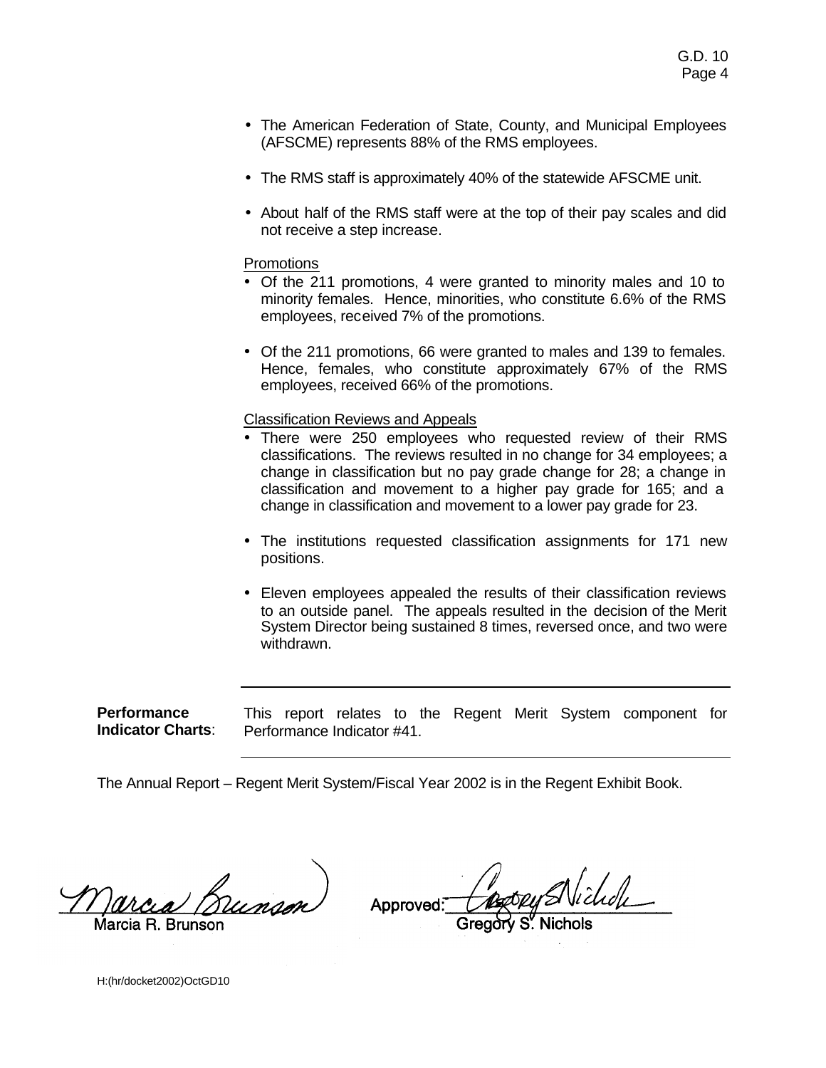- The American Federation of State, County, and Municipal Employees (AFSCME) represents 88% of the RMS employees.
- The RMS staff is approximately 40% of the statewide AFSCME unit.
- About half of the RMS staff were at the top of their pay scales and did not receive a step increase.

Promotions

- Of the 211 promotions, 4 were granted to minority males and 10 to minority females. Hence, minorities, who constitute 6.6% of the RMS employees, received 7% of the promotions.
- Of the 211 promotions, 66 were granted to males and 139 to females. Hence, females, who constitute approximately 67% of the RMS employees, received 66% of the promotions.

Classification Reviews and Appeals

- There were 250 employees who requested review of their RMS classifications. The reviews resulted in no change for 34 employees; a change in classification but no pay grade change for 28; a change in classification and movement to a higher pay grade for 165; and a change in classification and movement to a lower pay grade for 23.
- The institutions requested classification assignments for 171 new positions.
- Eleven employees appealed the results of their classification reviews to an outside panel. The appeals resulted in the decision of the Merit System Director being sustained 8 times, reversed once, and two were withdrawn.

**Performance Indicator Charts**: This report relates to the Regent Merit System component for Performance Indicator #41.

The Annual Report – Regent Merit System/Fiscal Year 2002 is in the Regent Exhibit Book.

Marcia R. Brunson

Approved: Gregory S. Nichols

H:(hr/docket2002)OctGD10